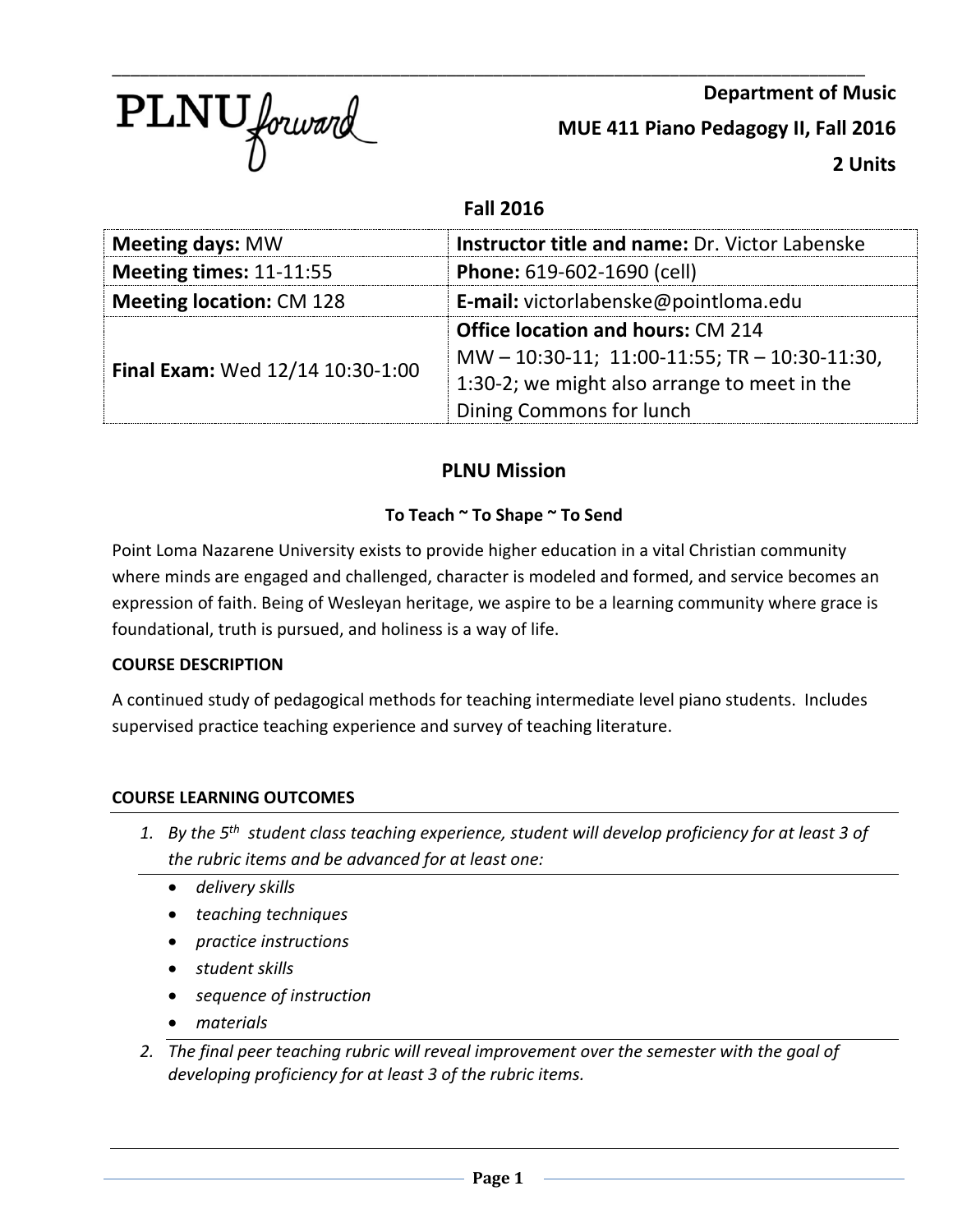PLNU forward

**Department of Music**

**MUE 411 Piano Pedagogy II, Fall 2016**

**2 Units**

**Fall 2016**

| **Meeting days:** MW | **Instructor title and name:** Dr. Victor Labenske |
|---|---|
| **Meeting times:** 11-11:55 | **Phone:** 619-602-1690 (cell) |
| **Meeting location:** CM 128 | **E-mail:** victorlabenske@pointloma.edu |
| **Final Exam:** Wed 12/14 10:30-1:00 | **Office location and hours:** CM 214 MW – 10:30-11; 11:00-11:55; TR – 10:30-11:30, 1:30-2; we might also arrange to meet in the Dining Commons for lunch |

## PLNU Mission

**To Teach ~ To Shape ~ To Send**

Point Loma Nazarene University exists to provide higher education in a vital Christian community where minds are engaged and challenged, character is modeled and formed, and service becomes an expression of faith. Being of Wesleyan heritage, we aspire to be a learning community where grace is foundational, truth is pursued, and holiness is a way of life.

### COURSE DESCRIPTION

A continued study of pedagogical methods for teaching intermediate level piano students. Includes supervised practice teaching experience and survey of teaching literature.

### COURSE LEARNING OUTCOMES

1. *By the 5th student class teaching experience, student will develop proficiency for at least 3 of the rubric items and be advanced for at least one:*
   - *delivery skills*
   - *teaching techniques*
   - *practice instructions*
   - *student skills*
   - *sequence of instruction*
   - *materials*
2. *The final peer teaching rubric will reveal improvement over the semester with the goal of developing proficiency for at least 3 of the rubric items.*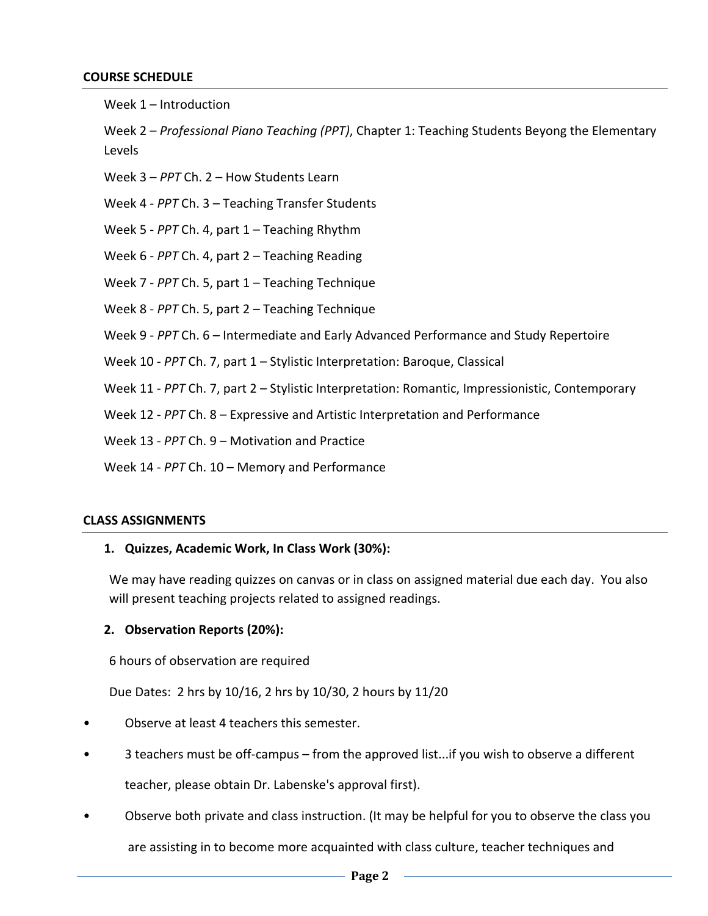## COURSE SCHEDULE

Week 1 – Introduction

Week 2 – *Professional Piano Teaching (PPT)*, Chapter 1: Teaching Students Beyong the Elementary Levels

Week 3 – *PPT* Ch. 2 – How Students Learn

Week 4 - *PPT* Ch. 3 – Teaching Transfer Students

Week 5 - *PPT* Ch. 4, part 1 – Teaching Rhythm

Week 6 - *PPT* Ch. 4, part 2 – Teaching Reading

Week 7 - *PPT* Ch. 5, part 1 – Teaching Technique

Week 8 - *PPT* Ch. 5, part 2 – Teaching Technique

Week 9 - *PPT* Ch. 6 – Intermediate and Early Advanced Performance and Study Repertoire

Week 10 - *PPT* Ch. 7, part 1 – Stylistic Interpretation: Baroque, Classical

Week 11 - *PPT* Ch. 7, part 2 – Stylistic Interpretation: Romantic, Impressionistic, Contemporary

Week 12 - *PPT* Ch. 8 – Expressive and Artistic Interpretation and Performance

Week 13 - *PPT* Ch. 9 – Motivation and Practice

Week 14 - *PPT* Ch. 10 – Memory and Performance

## CLASS ASSIGNMENTS

1. **Quizzes, Academic Work, In Class Work (30%):**

   We may have reading quizzes on canvas or in class on assigned material due each day. You also will present teaching projects related to assigned readings.

2. **Observation Reports (20%):**

   6 hours of observation are required

   Due Dates: 2 hrs by 10/16, 2 hrs by 10/30, 2 hours by 11/20

- Observe at least 4 teachers this semester.
- 3 teachers must be off-campus – from the approved list...if you wish to observe a different teacher, please obtain Dr. Labenske's approval first).
- Observe both private and class instruction. (It may be helpful for you to observe the class you are assisting in to become more acquainted with class culture, teacher techniques and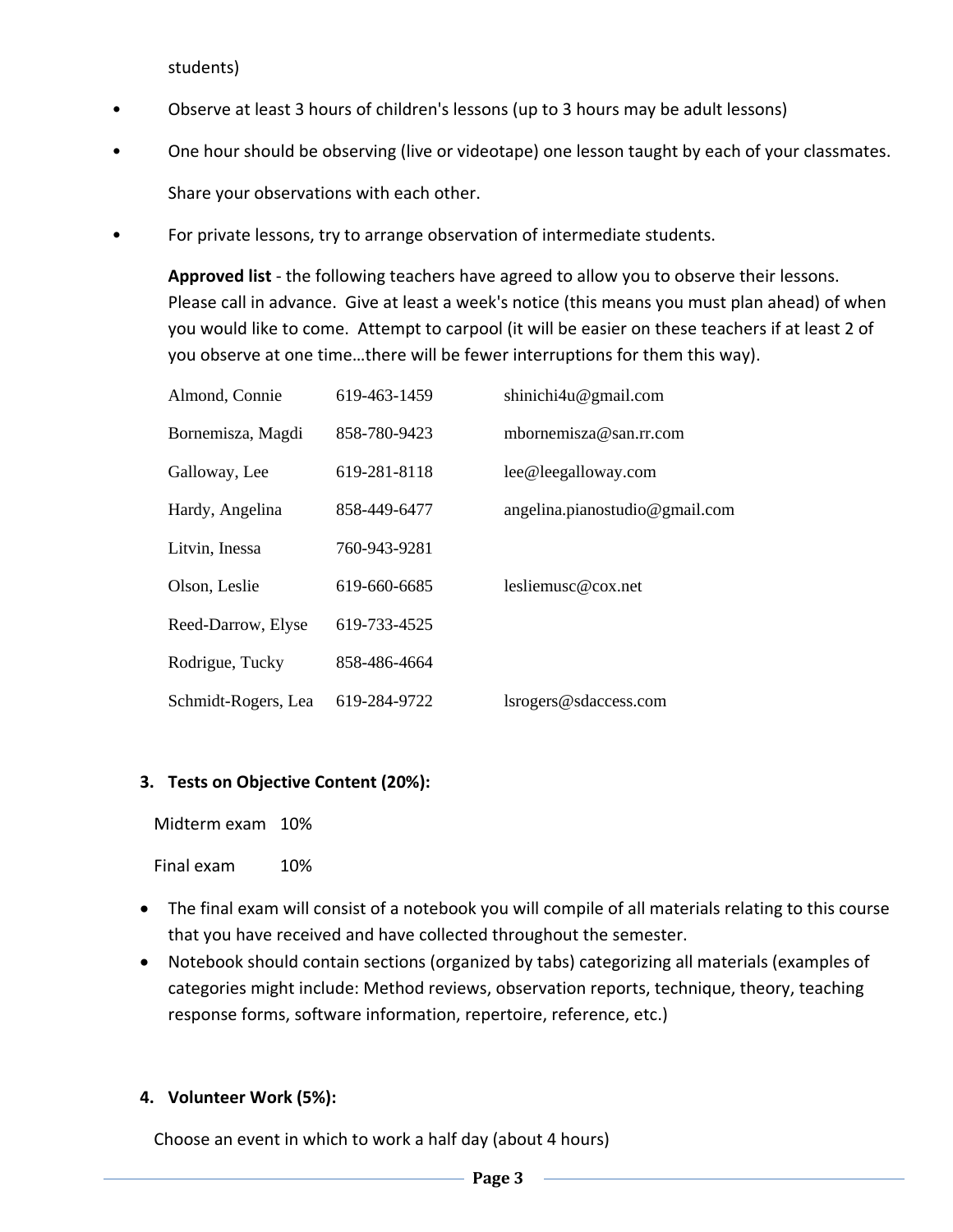students)

- Observe at least 3 hours of children's lessons (up to 3 hours may be adult lessons)
- One hour should be observing (live or videotape) one lesson taught by each of your classmates.

  Share your observations with each other.

- For private lessons, try to arrange observation of intermediate students.

  **Approved list** - the following teachers have agreed to allow you to observe their lessons. Please call in advance. Give at least a week's notice (this means you must plan ahead) of when you would like to come. Attempt to carpool (it will be easier on these teachers if at least 2 of you observe at one time…there will be fewer interruptions for them this way).

| | | |
|---|---|---|
| Almond, Connie | 619-463-1459 | shinichi4u@gmail.com |
| Bornemisza, Magdi | 858-780-9423 | mbornemisza@san.rr.com |
| Galloway, Lee | 619-281-8118 | lee@leegalloway.com |
| Hardy, Angelina | 858-449-6477 | angelina.pianostudio@gmail.com |
| Litvin, Inessa | 760-943-9281 | |
| Olson, Leslie | 619-660-6685 | lesliemusc@cox.net |
| Reed-Darrow, Elyse | 619-733-4525 | |
| Rodrigue, Tucky | 858-486-4664 | |
| Schmidt-Rogers, Lea | 619-284-9722 | lsrogers@sdaccess.com |

**3. Tests on Objective Content (20%):**

Midterm exam 10%

Final exam 10%

- The final exam will consist of a notebook you will compile of all materials relating to this course that you have received and have collected throughout the semester.
- Notebook should contain sections (organized by tabs) categorizing all materials (examples of categories might include: Method reviews, observation reports, technique, theory, teaching response forms, software information, repertoire, reference, etc.)

**4. Volunteer Work (5%):**

Choose an event in which to work a half day (about 4 hours)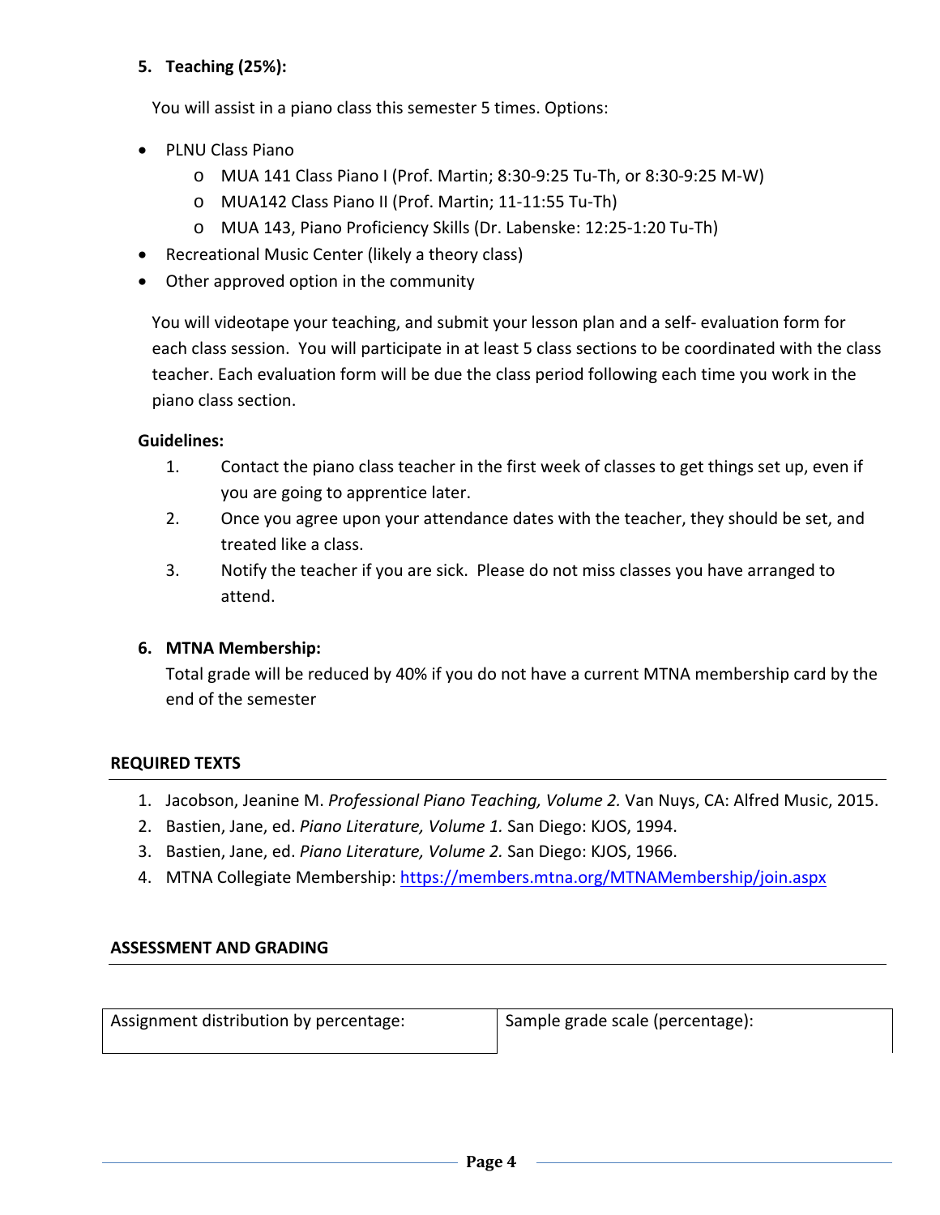5. **Teaching (25%):**

You will assist in a piano class this semester 5 times. Options:

- PLNU Class Piano
    - MUA 141 Class Piano I (Prof. Martin; 8:30-9:25 Tu-Th, or 8:30-9:25 M-W)
    - MUA142 Class Piano II (Prof. Martin; 11-11:55 Tu-Th)
    - MUA 143, Piano Proficiency Skills (Dr. Labenske: 12:25-1:20 Tu-Th)
- Recreational Music Center (likely a theory class)
- Other approved option in the community

You will videotape your teaching, and submit your lesson plan and a self- evaluation form for each class session. You will participate in at least 5 class sections to be coordinated with the class teacher. Each evaluation form will be due the class period following each time you work in the piano class section.

**Guidelines:**

1. Contact the piano class teacher in the first week of classes to get things set up, even if you are going to apprentice later.
2. Once you agree upon your attendance dates with the teacher, they should be set, and treated like a class.
3. Notify the teacher if you are sick. Please do not miss classes you have arranged to attend.

6. **MTNA Membership:**

Total grade will be reduced by 40% if you do not have a current MTNA membership card by the end of the semester

## REQUIRED TEXTS

1. Jacobson, Jeanine M. *Professional Piano Teaching, Volume 2.* Van Nuys, CA: Alfred Music, 2015.
2. Bastien, Jane, ed. *Piano Literature, Volume 1.* San Diego: KJOS, 1994.
3. Bastien, Jane, ed. *Piano Literature, Volume 2.* San Diego: KJOS, 1966.
4. MTNA Collegiate Membership: https://members.mtna.org/MTNAMembership/join.aspx

## ASSESSMENT AND GRADING

| Assignment distribution by percentage: | Sample grade scale (percentage): |
| --- | --- |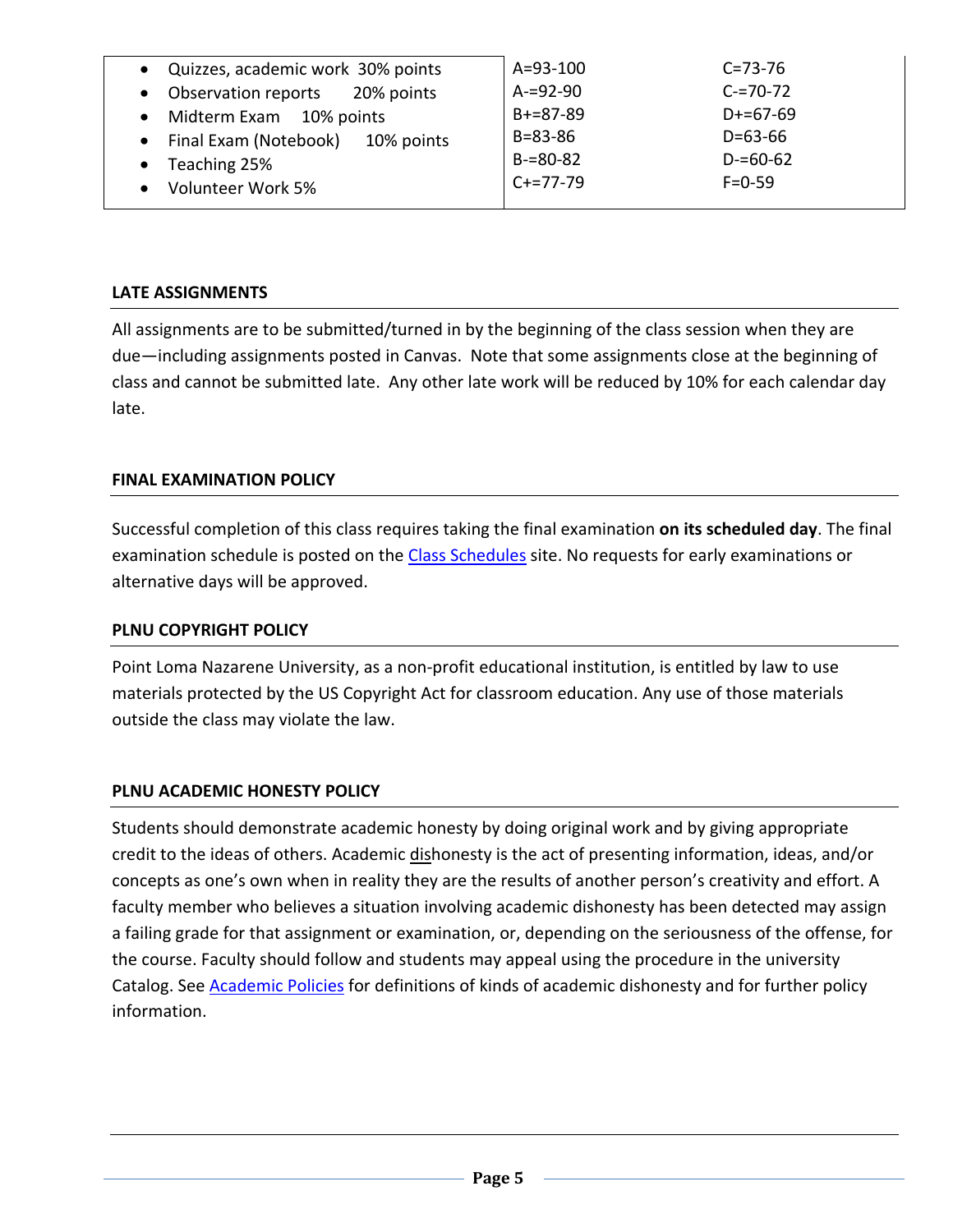| | | |
|---|---|---|
| <ul><li>Quizzes, academic work 30% points</li><li>Observation reports 20% points</li><li>Midterm Exam 10% points</li><li>Final Exam (Notebook) 10% points</li><li>Teaching 25%</li><li>Volunteer Work 5%</li></ul> | A=93-100<br>A-=92-90<br>B+=87-89<br>B=83-86<br>B-=80-82<br>C+=77-79 | C=73-76<br>C-=70-72<br>D+=67-69<br>D=63-66<br>D-=60-62<br>F=0-59 |

### LATE ASSIGNMENTS

All assignments are to be submitted/turned in by the beginning of the class session when they are due—including assignments posted in Canvas. Note that some assignments close at the beginning of class and cannot be submitted late. Any other late work will be reduced by 10% for each calendar day late.

### FINAL EXAMINATION POLICY

Successful completion of this class requires taking the final examination **on its scheduled day**. The final examination schedule is posted on the Class Schedules site. No requests for early examinations or alternative days will be approved.

### PLNU COPYRIGHT POLICY

Point Loma Nazarene University, as a non-profit educational institution, is entitled by law to use materials protected by the US Copyright Act for classroom education. Any use of those materials outside the class may violate the law.

### PLNU ACADEMIC HONESTY POLICY

Students should demonstrate academic honesty by doing original work and by giving appropriate credit to the ideas of others. Academic dishonesty is the act of presenting information, ideas, and/or concepts as one's own when in reality they are the results of another person's creativity and effort. A faculty member who believes a situation involving academic dishonesty has been detected may assign a failing grade for that assignment or examination, or, depending on the seriousness of the offense, for the course. Faculty should follow and students may appeal using the procedure in the university Catalog. See Academic Policies for definitions of kinds of academic dishonesty and for further policy information.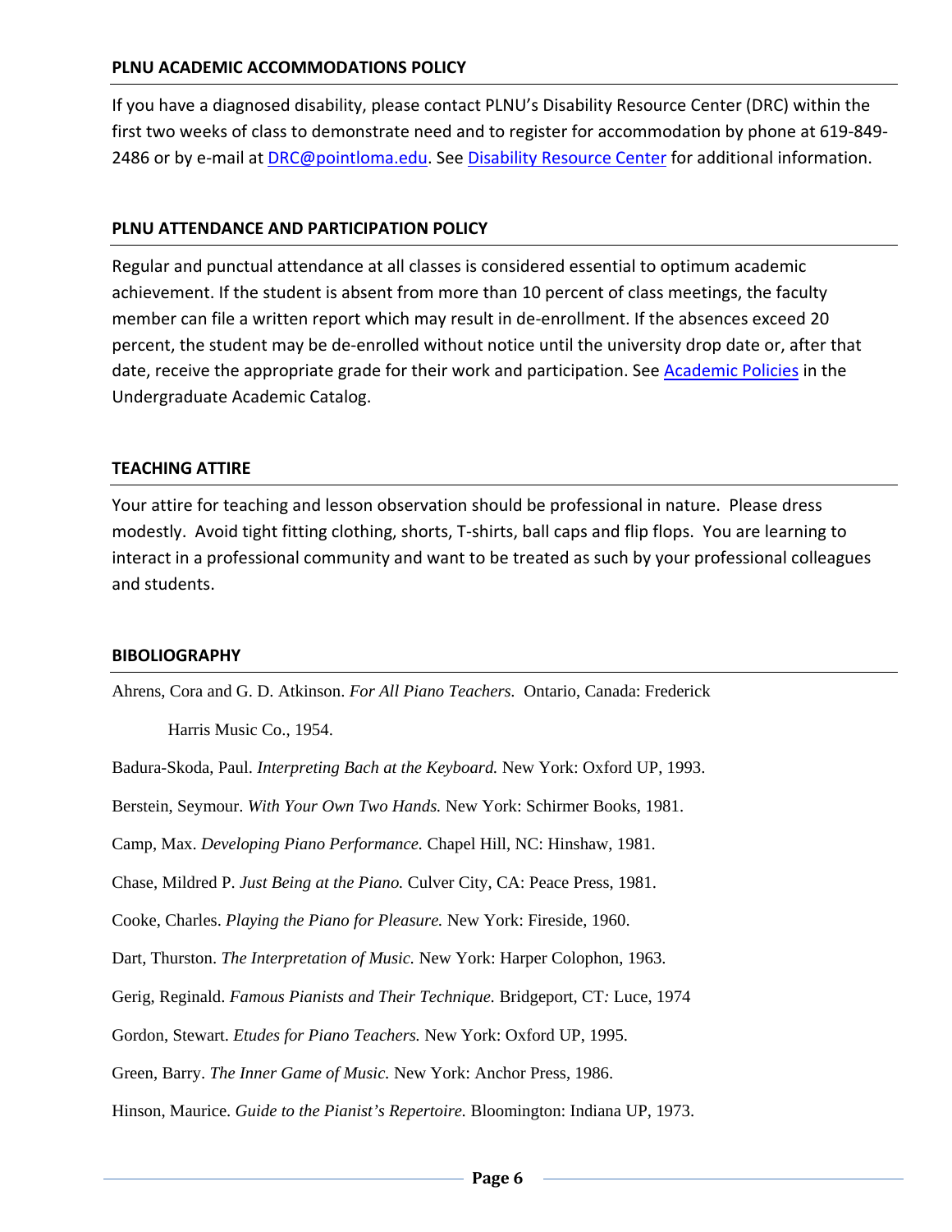## PLNU ACADEMIC ACCOMMODATIONS POLICY

If you have a diagnosed disability, please contact PLNU's Disability Resource Center (DRC) within the first two weeks of class to demonstrate need and to register for accommodation by phone at 619-849-2486 or by e-mail at [DRC@pointloma.edu](mailto:DRC@pointloma.edu). See [Disability Resource Center]() for additional information.

## PLNU ATTENDANCE AND PARTICIPATION POLICY

Regular and punctual attendance at all classes is considered essential to optimum academic achievement. If the student is absent from more than 10 percent of class meetings, the faculty member can file a written report which may result in de-enrollment. If the absences exceed 20 percent, the student may be de-enrolled without notice until the university drop date or, after that date, receive the appropriate grade for their work and participation. See [Academic Policies]() in the Undergraduate Academic Catalog.

## TEACHING ATTIRE

Your attire for teaching and lesson observation should be professional in nature. Please dress modestly. Avoid tight fitting clothing, shorts, T-shirts, ball caps and flip flops. You are learning to interact in a professional community and want to be treated as such by your professional colleagues and students.

## BIBOLIOGRAPHY

Ahrens, Cora and G. D. Atkinson. *For All Piano Teachers.* Ontario, Canada: Frederick Harris Music Co., 1954.

Badura-Skoda, Paul. *Interpreting Bach at the Keyboard.* New York: Oxford UP, 1993.

Berstein, Seymour. *With Your Own Two Hands.* New York: Schirmer Books, 1981.

Camp, Max. *Developing Piano Performance.* Chapel Hill, NC: Hinshaw, 1981.

Chase, Mildred P. *Just Being at the Piano.* Culver City, CA: Peace Press, 1981.

Cooke, Charles. *Playing the Piano for Pleasure.* New York: Fireside, 1960.

Dart, Thurston. *The Interpretation of Music.* New York: Harper Colophon, 1963.

Gerig, Reginald. *Famous Pianists and Their Technique.* Bridgeport, CT: Luce, 1974

Gordon, Stewart. *Etudes for Piano Teachers.* New York: Oxford UP, 1995.

Green, Barry. *The Inner Game of Music.* New York: Anchor Press, 1986.

Hinson, Maurice. *Guide to the Pianist's Repertoire.* Bloomington: Indiana UP, 1973.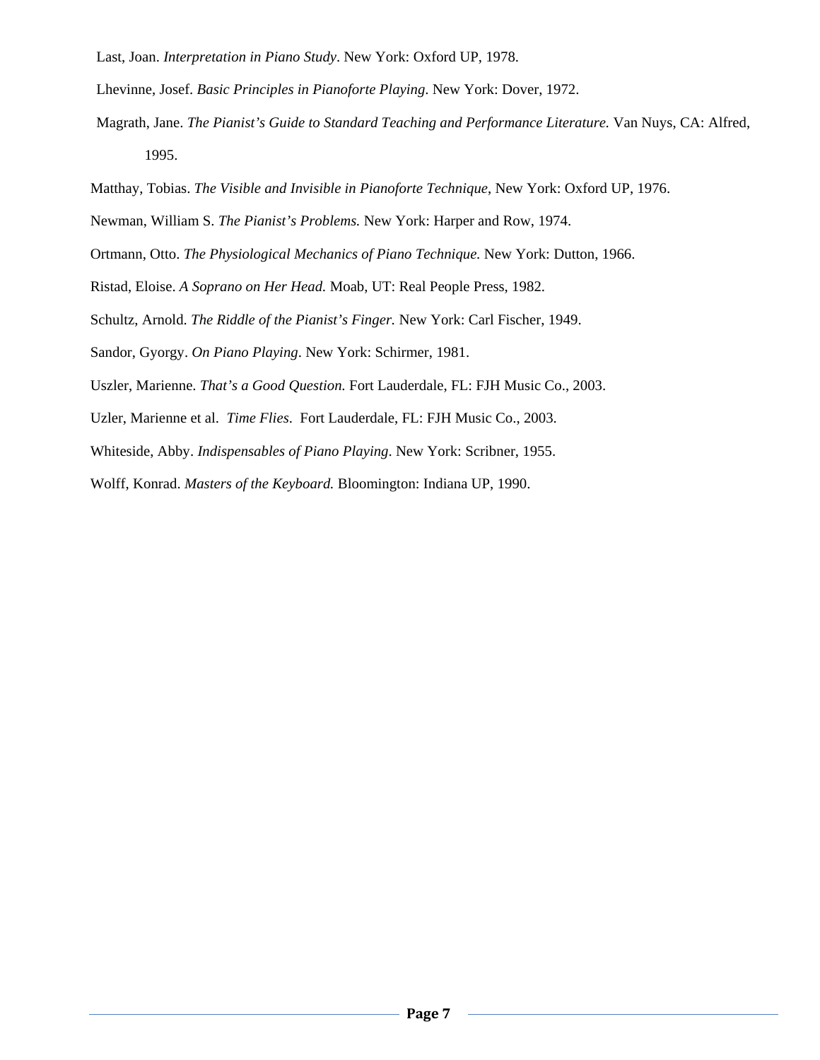Last, Joan. *Interpretation in Piano Study*. New York: Oxford UP, 1978.

Lhevinne, Josef. *Basic Principles in Pianoforte Playing*. New York: Dover, 1972.

Magrath, Jane. *The Pianist's Guide to Standard Teaching and Performance Literature.* Van Nuys, CA: Alfred, 1995.

Matthay, Tobias. *The Visible and Invisible in Pianoforte Technique*, New York: Oxford UP, 1976.

Newman, William S. *The Pianist's Problems.* New York: Harper and Row, 1974.

Ortmann, Otto. *The Physiological Mechanics of Piano Technique.* New York: Dutton, 1966.

Ristad, Eloise. *A Soprano on Her Head.* Moab, UT: Real People Press, 1982.

Schultz, Arnold. *The Riddle of the Pianist's Finger.* New York: Carl Fischer, 1949.

Sandor, Gyorgy. *On Piano Playing*. New York: Schirmer, 1981.

Uszler, Marienne. *That's a Good Question*. Fort Lauderdale, FL: FJH Music Co., 2003.

Uzler, Marienne et al. *Time Flies.* Fort Lauderdale, FL: FJH Music Co., 2003.

Whiteside, Abby. *Indispensables of Piano Playing*. New York: Scribner, 1955.

Wolff, Konrad. *Masters of the Keyboard.* Bloomington: Indiana UP, 1990.